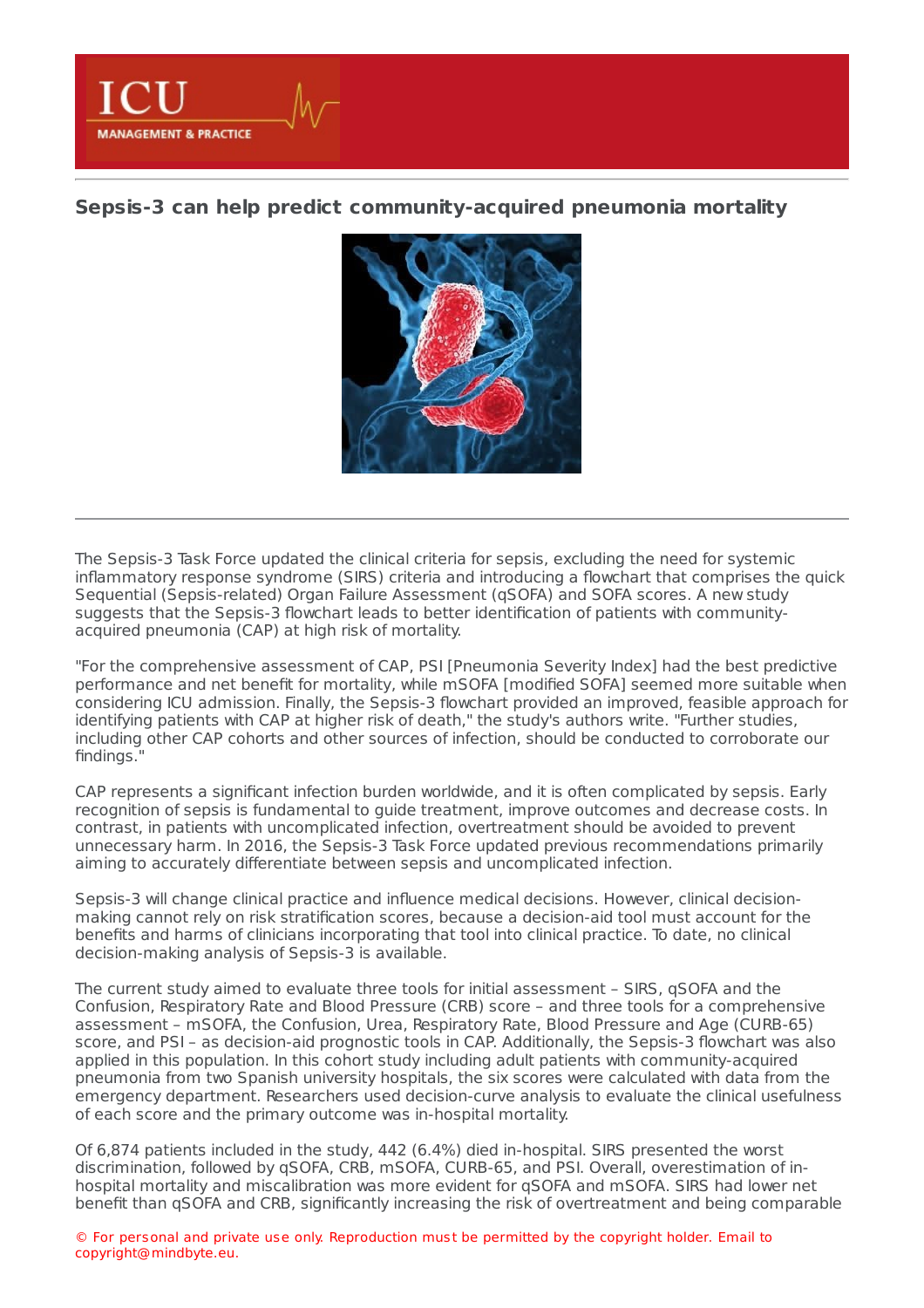# Sepsis-3 can help predict community-acquired pneumonia mortality

The Sepsis-3 Task Force updated the clinical criteria for sepsis, excluding the need for systemic inflammatory response syndrome (SIRS) criteria and introducing a flowchart that comprises the quick Sequential (Sepsis-related) Organ Failure Assessment (qSOFA) and SOFA scores. A new study suggests that the Sepsis-3 flowchart leads to better identification of patients with community-acquired pneumonia (CAP) at high risk of mortality.

"For the comprehensive assessment of CAP, PSI [Pneumonia Severity Index] had the best predictive performance and net benefit for mortality, while mSOFA [modified SOFA] seemed more suitable when considering ICU admission. Finally, the Sepsis-3 flowchart provided an improved, feasible approach for identifying patients with CAP at higher risk of death," the study's authors write. "Further studies, including other CAP cohorts and other sources of infection, should be conducted to corroborate our findings."

CAP represents a significant infection burden worldwide, and it is often complicated by sepsis. Early recognition of sepsis is fundamental to guide treatment, improve outcomes and decrease costs. In contrast, in patients with uncomplicated infection, overtreatment should be avoided to prevent unnecessary harm. In 2016, the Sepsis-3 Task Force updated previous recommendations primarily aiming to accurately differentiate between sepsis and uncomplicated infection.

Sepsis-3 will change clinical practice and influence medical decisions. However, clinical decision-making cannot rely on risk stratification scores, because a decision-aid tool must account for the benefits and harms of clinicians incorporating that tool into clinical practice. To date, no clinical decision-making analysis of Sepsis-3 is available.

The current study aimed to evaluate three tools for initial assessment – SIRS, qSOFA and the Confusion, Respiratory Rate and Blood Pressure (CRB) score – and three tools for a comprehensive assessment – mSOFA, the Confusion, Urea, Respiratory Rate, Blood Pressure and Age (CURB-65) score, and PSI – as decision-aid prognostic tools in CAP. Additionally, the Sepsis-3 flowchart was also applied in this population. In this cohort study including adult patients with community-acquired pneumonia from two Spanish university hospitals, the six scores were calculated with data from the emergency department. Researchers used decision-curve analysis to evaluate the clinical usefulness of each score and the primary outcome was in-hospital mortality.

Of 6,874 patients included in the study, 442 (6.4%) died in-hospital. SIRS presented the worst discrimination, followed by qSOFA, CRB, mSOFA, CURB-65, and PSI. Overall, overestimation of in-hospital mortality and miscalibration was more evident for qSOFA and mSOFA. SIRS had lower net benefit than qSOFA and CRB, significantly increasing the risk of overtreatment and being comparable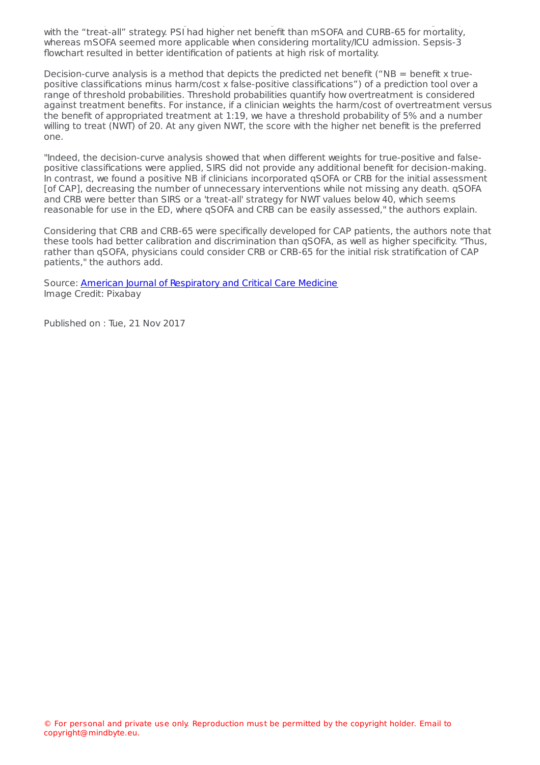with the "treat-all" strategy. PSI had higher net benefit than mSOFA and CURB-65 for mortality, whereas mSOFA seemed more applicable when considering mortality/ICU admission. Sepsis-3 flowchart resulted in better identification of patients at high risk of mortality.

Decision-curve analysis is a method that depicts the predicted net benefit ("NB = benefit x true-positive classifications minus harm/cost x false-positive classifications") of a prediction tool over a range of threshold probabilities. Threshold probabilities quantify how overtreatment is considered against treatment benefits. For instance, if a clinician weights the harm/cost of overtreatment versus the benefit of appropriated treatment at 1:19, we have a threshold probability of 5% and a number willing to treat (NWT) of 20. At any given NWT, the score with the higher net benefit is the preferred one.

"Indeed, the decision-curve analysis showed that when different weights for true-positive and false-positive classifications were applied, SIRS did not provide any additional benefit for decision-making. In contrast, we found a positive NB if clinicians incorporated qSOFA or CRB for the initial assessment [of CAP], decreasing the number of unnecessary interventions while not missing any death. qSOFA and CRB were better than SIRS or a 'treat-all' strategy for NWT values below 40, which seems reasonable for use in the ED, where qSOFA and CRB can be easily assessed," the authors explain.

Considering that CRB and CRB-65 were specifically developed for CAP patients, the authors note that these tools had better calibration and discrimination than qSOFA, as well as higher specificity. "Thus, rather than qSOFA, physicians could consider CRB or CRB-65 for the initial risk stratification of CAP patients," the authors add.

Source: [American Journal of Respiratory and Critical Care Medicine]
Image Credit: Pixabay

Published on : Tue, 21 Nov 2017

© For personal and private use only. Reproduction must be permitted by the copyright holder. Email to copyright@mindbyte.eu.